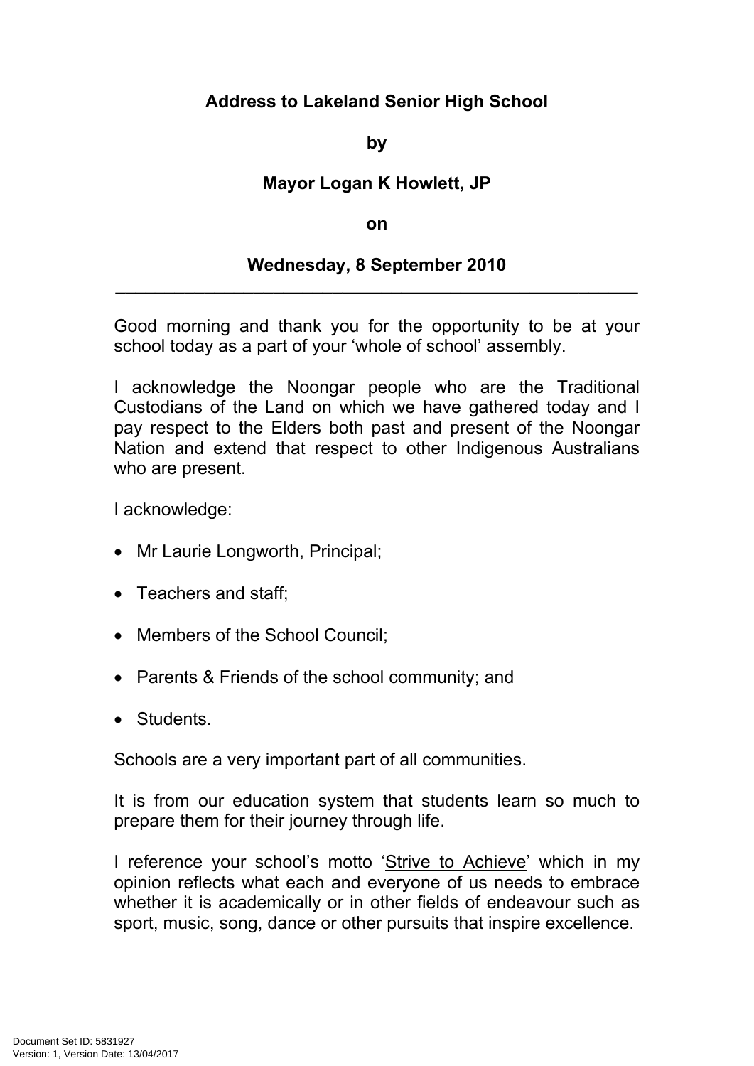**Address to Lakeland Senior High School**

**by**

**Mayor Logan K Howlett, JP**

**on**

**Wednesday, 8 September 2010**

---

Good morning and thank you for the opportunity to be at your school today as a part of your 'whole of school' assembly.

I acknowledge the Noongar people who are the Traditional Custodians of the Land on which we have gathered today and I pay respect to the Elders both past and present of the Noongar Nation and extend that respect to other Indigenous Australians who are present.

I acknowledge:

- Mr Laurie Longworth, Principal;
- Teachers and staff;
- Members of the School Council;
- Parents & Friends of the school community; and
- Students.

Schools are a very important part of all communities.

It is from our education system that students learn so much to prepare them for their journey through life.

I reference your school's motto '<u>Strive to Achieve</u>' which in my opinion reflects what each and everyone of us needs to embrace whether it is academically or in other fields of endeavour such as sport, music, song, dance or other pursuits that inspire excellence.

Document Set ID: 5831927
Version: 1, Version Date: 13/04/2017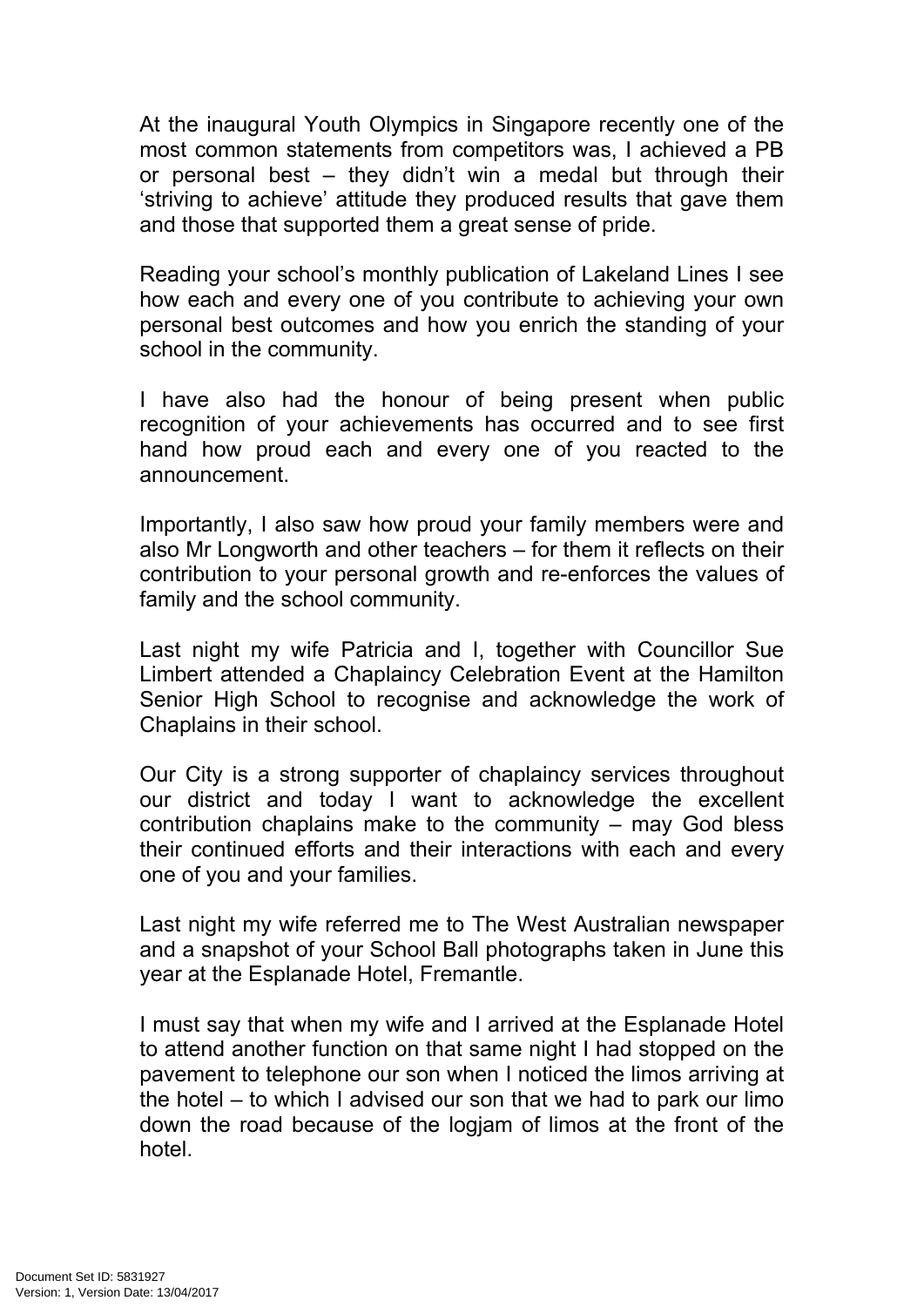At the inaugural Youth Olympics in Singapore recently one of the most common statements from competitors was, I achieved a PB or personal best – they didn't win a medal but through their 'striving to achieve' attitude they produced results that gave them and those that supported them a great sense of pride.

Reading your school's monthly publication of Lakeland Lines I see how each and every one of you contribute to achieving your own personal best outcomes and how you enrich the standing of your school in the community.

I have also had the honour of being present when public recognition of your achievements has occurred and to see first hand how proud each and every one of you reacted to the announcement.

Importantly, I also saw how proud your family members were and also Mr Longworth and other teachers – for them it reflects on their contribution to your personal growth and re-enforces the values of family and the school community.

Last night my wife Patricia and I, together with Councillor Sue Limbert attended a Chaplaincy Celebration Event at the Hamilton Senior High School to recognise and acknowledge the work of Chaplains in their school.

Our City is a strong supporter of chaplaincy services throughout our district and today I want to acknowledge the excellent contribution chaplains make to the community – may God bless their continued efforts and their interactions with each and every one of you and your families.

Last night my wife referred me to The West Australian newspaper and a snapshot of your School Ball photographs taken in June this year at the Esplanade Hotel, Fremantle.

I must say that when my wife and I arrived at the Esplanade Hotel to attend another function on that same night I had stopped on the pavement to telephone our son when I noticed the limos arriving at the hotel – to which I advised our son that we had to park our limo down the road because of the logjam of limos at the front of the hotel.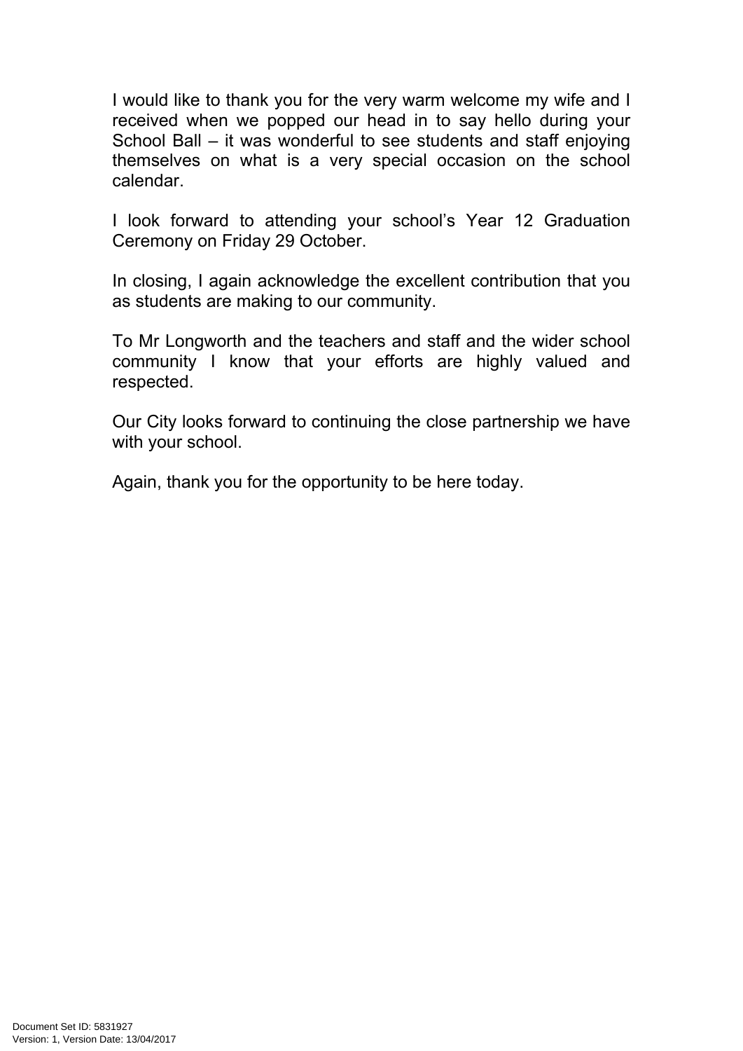I would like to thank you for the very warm welcome my wife and I received when we popped our head in to say hello during your School Ball – it was wonderful to see students and staff enjoying themselves on what is a very special occasion on the school calendar.

I look forward to attending your school's Year 12 Graduation Ceremony on Friday 29 October.

In closing, I again acknowledge the excellent contribution that you as students are making to our community.

To Mr Longworth and the teachers and staff and the wider school community I know that your efforts are highly valued and respected.

Our City looks forward to continuing the close partnership we have with your school.

Again, thank you for the opportunity to be here today.